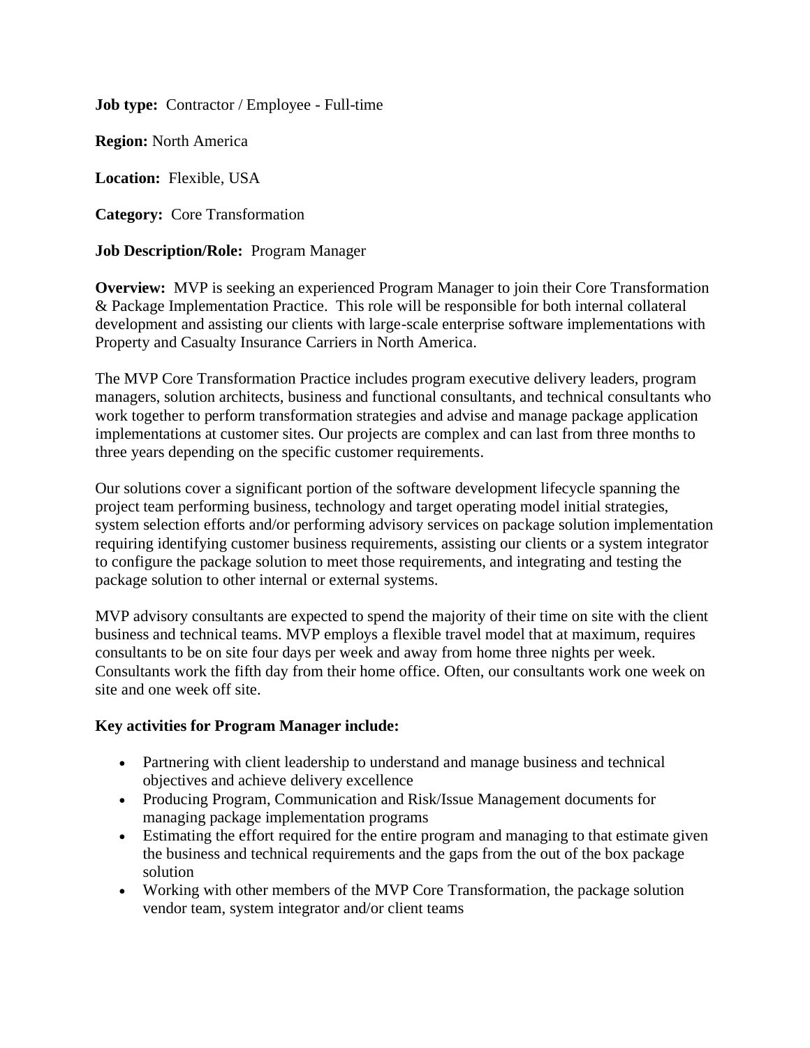**Job type:** Contractor / Employee - Full-time

**Region:** North America

**Location:** Flexible, USA

**Category:** Core Transformation

**Job Description/Role:** Program Manager

**Overview:** MVP is seeking an experienced Program Manager to join their Core Transformation & Package Implementation Practice. This role will be responsible for both internal collateral development and assisting our clients with large-scale enterprise software implementations with Property and Casualty Insurance Carriers in North America.

The MVP Core Transformation Practice includes program executive delivery leaders, program managers, solution architects, business and functional consultants, and technical consultants who work together to perform transformation strategies and advise and manage package application implementations at customer sites. Our projects are complex and can last from three months to three years depending on the specific customer requirements.

Our solutions cover a significant portion of the software development lifecycle spanning the project team performing business, technology and target operating model initial strategies, system selection efforts and/or performing advisory services on package solution implementation requiring identifying customer business requirements, assisting our clients or a system integrator to configure the package solution to meet those requirements, and integrating and testing the package solution to other internal or external systems.

MVP advisory consultants are expected to spend the majority of their time on site with the client business and technical teams. MVP employs a flexible travel model that at maximum, requires consultants to be on site four days per week and away from home three nights per week. Consultants work the fifth day from their home office. Often, our consultants work one week on site and one week off site.

**Key activities for Program Manager include:**

- Partnering with client leadership to understand and manage business and technical objectives and achieve delivery excellence
- Producing Program, Communication and Risk/Issue Management documents for managing package implementation programs
- Estimating the effort required for the entire program and managing to that estimate given the business and technical requirements and the gaps from the out of the box package solution
- Working with other members of the MVP Core Transformation, the package solution vendor team, system integrator and/or client teams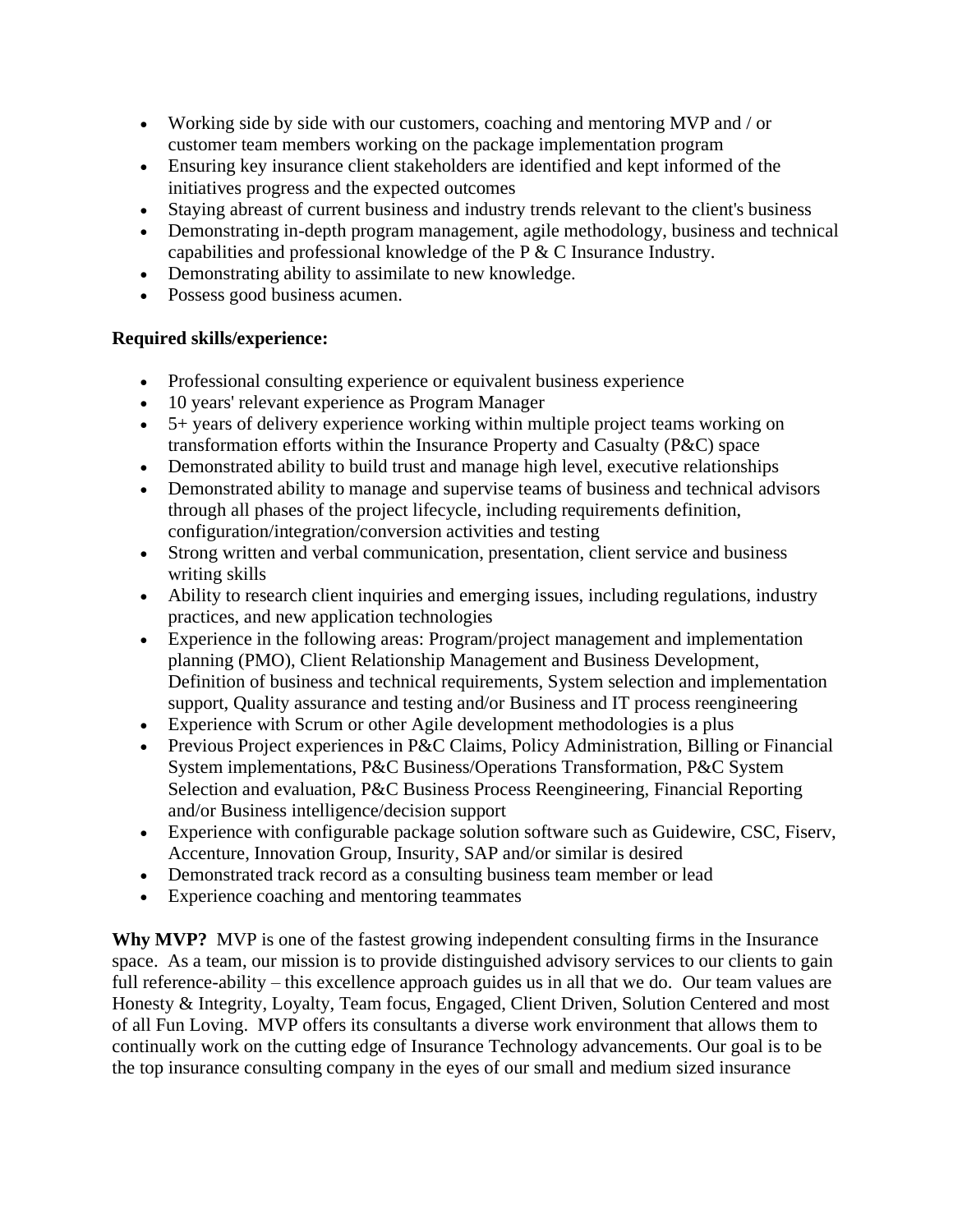- Working side by side with our customers, coaching and mentoring MVP and / or customer team members working on the package implementation program
- Ensuring key insurance client stakeholders are identified and kept informed of the initiatives progress and the expected outcomes
- Staying abreast of current business and industry trends relevant to the client's business
- Demonstrating in-depth program management, agile methodology, business and technical capabilities and professional knowledge of the P & C Insurance Industry.
- Demonstrating ability to assimilate to new knowledge.
- Possess good business acumen.

**Required skills/experience:**

- Professional consulting experience or equivalent business experience
- 10 years' relevant experience as Program Manager
- 5+ years of delivery experience working within multiple project teams working on transformation efforts within the Insurance Property and Casualty (P&C) space
- Demonstrated ability to build trust and manage high level, executive relationships
- Demonstrated ability to manage and supervise teams of business and technical advisors through all phases of the project lifecycle, including requirements definition, configuration/integration/conversion activities and testing
- Strong written and verbal communication, presentation, client service and business writing skills
- Ability to research client inquiries and emerging issues, including regulations, industry practices, and new application technologies
- Experience in the following areas: Program/project management and implementation planning (PMO), Client Relationship Management and Business Development, Definition of business and technical requirements, System selection and implementation support, Quality assurance and testing and/or Business and IT process reengineering
- Experience with Scrum or other Agile development methodologies is a plus
- Previous Project experiences in P&C Claims, Policy Administration, Billing or Financial System implementations, P&C Business/Operations Transformation, P&C System Selection and evaluation, P&C Business Process Reengineering, Financial Reporting and/or Business intelligence/decision support
- Experience with configurable package solution software such as Guidewire, CSC, Fiserv, Accenture, Innovation Group, Insurity, SAP and/or similar is desired
- Demonstrated track record as a consulting business team member or lead
- Experience coaching and mentoring teammates

**Why MVP?** MVP is one of the fastest growing independent consulting firms in the Insurance space. As a team, our mission is to provide distinguished advisory services to our clients to gain full reference-ability – this excellence approach guides us in all that we do. Our team values are Honesty & Integrity, Loyalty, Team focus, Engaged, Client Driven, Solution Centered and most of all Fun Loving. MVP offers its consultants a diverse work environment that allows them to continually work on the cutting edge of Insurance Technology advancements. Our goal is to be the top insurance consulting company in the eyes of our small and medium sized insurance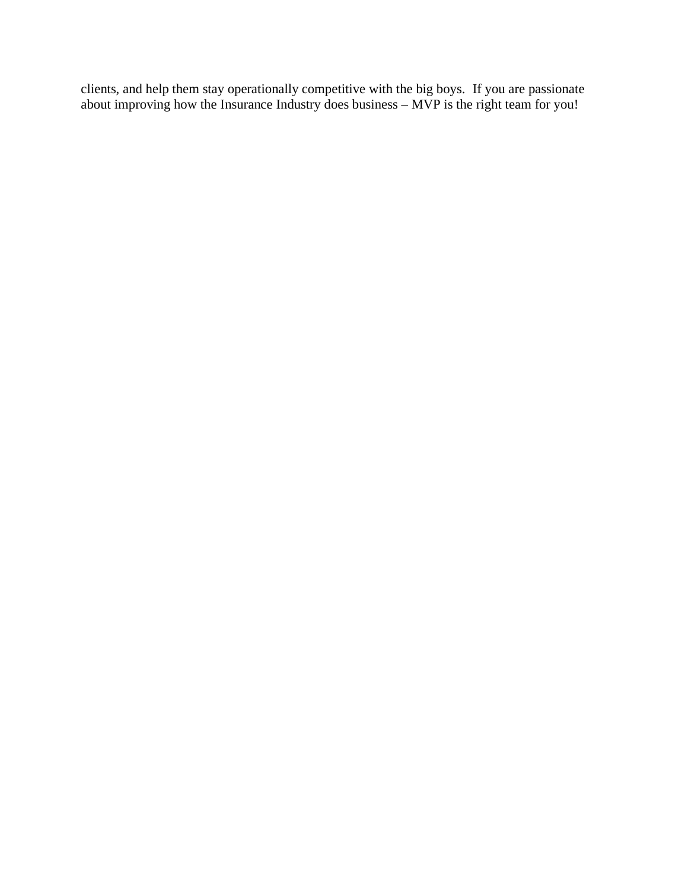clients, and help them stay operationally competitive with the big boys. If you are passionate about improving how the Insurance Industry does business – MVP is the right team for you!